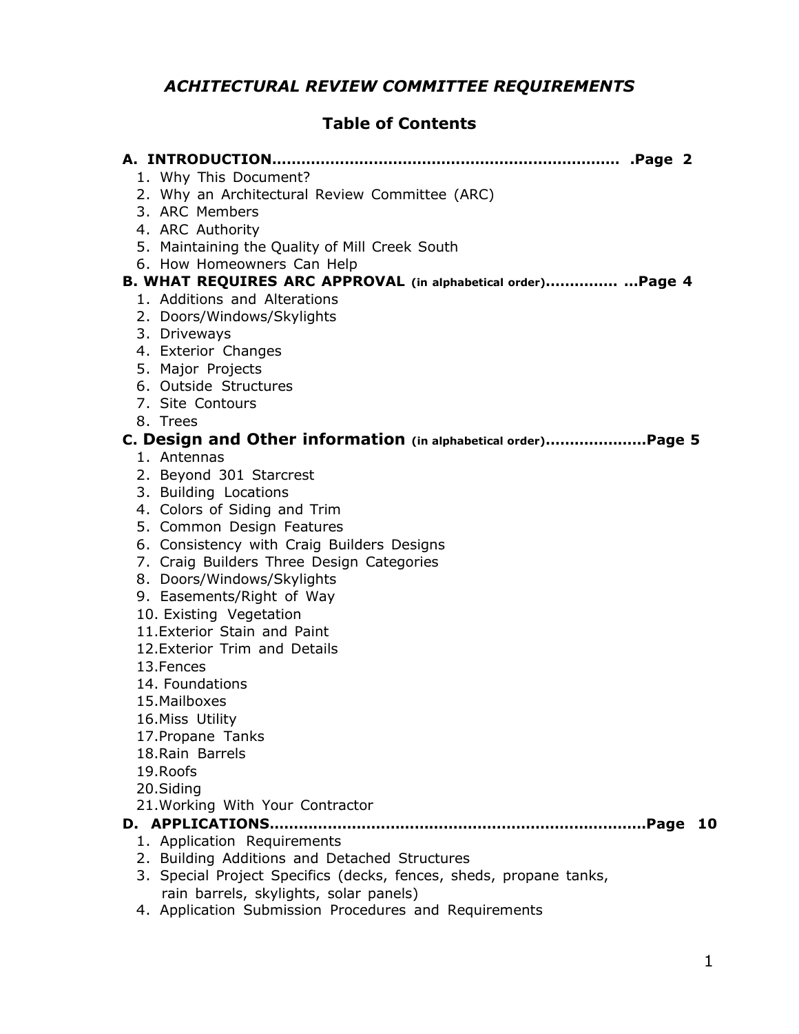# *ACHITECTURAL REVIEW COMMITTEE REQUIREMENTS*

## Table of Contents

**A. INTRODUCTION....................................................................... .Page 2**

1. Why This Document?
2. Why an Architectural Review Committee (ARC)
3. ARC Members
4. ARC Authority
5. Maintaining the Quality of Mill Creek South
6. How Homeowners Can Help

**B. WHAT REQUIRES ARC APPROVAL (in alphabetical order).............. ...Page 4**

1. Additions and Alterations
2. Doors/Windows/Skylights
3. Driveways
4. Exterior Changes
5. Major Projects
6. Outside Structures
7. Site Contours
8. Trees

**C. Design and Other information (in alphabetical order)....................Page 5**

1. Antennas
2. Beyond 301 Starcrest
3. Building Locations
4. Colors of Siding and Trim
5. Common Design Features
6. Consistency with Craig Builders Designs
7. Craig Builders Three Design Categories
8. Doors/Windows/Skylights
9. Easements/Right of Way
10. Existing Vegetation
11. Exterior Stain and Paint
12. Exterior Trim and Details
13. Fences
14. Foundations
15. Mailboxes
16. Miss Utility
17. Propane Tanks
18. Rain Barrels
19. Roofs
20. Siding
21. Working With Your Contractor

**D. APPLICATIONS..........................................................................Page 10**

1. Application Requirements
2. Building Additions and Detached Structures
3. Special Project Specifics (decks, fences, sheds, propane tanks, rain barrels, skylights, solar panels)
4. Application Submission Procedures and Requirements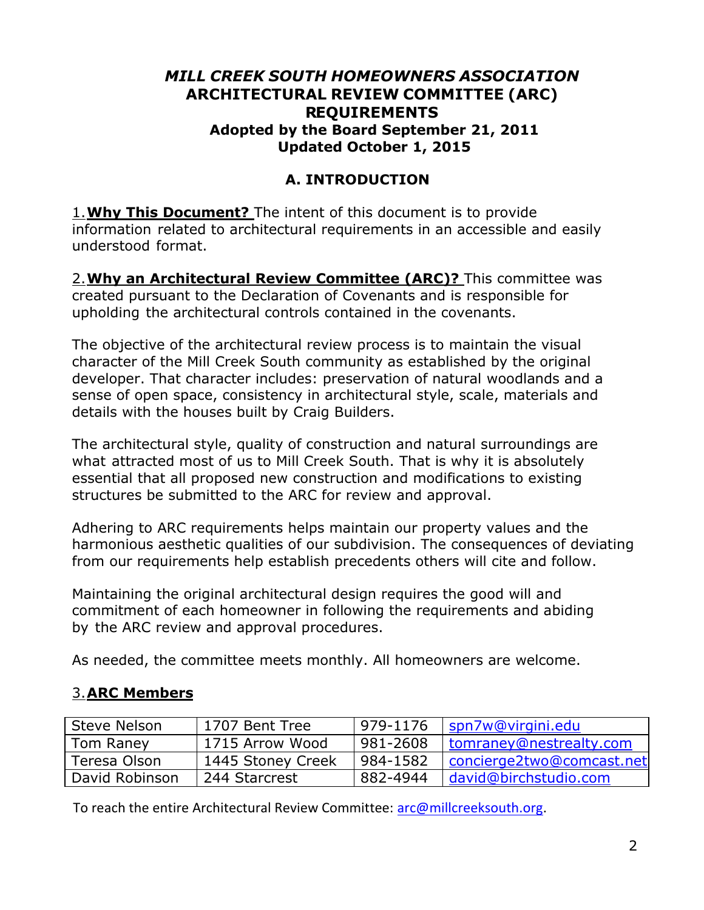# *MILL CREEK SOUTH HOMEOWNERS ASSOCIATION*
# ARCHITECTURAL REVIEW COMMITTEE (ARC) REQUIREMENTS

**Adopted by the Board September 21, 2011**
**Updated October 1, 2015**

## A. INTRODUCTION

1. **Why This Document?** The intent of this document is to provide information related to architectural requirements in an accessible and easily understood format.

2. **Why an Architectural Review Committee (ARC)?** This committee was created pursuant to the Declaration of Covenants and is responsible for upholding the architectural controls contained in the covenants.

The objective of the architectural review process is to maintain the visual character of the Mill Creek South community as established by the original developer. That character includes: preservation of natural woodlands and a sense of open space, consistency in architectural style, scale, materials and details with the houses built by Craig Builders.

The architectural style, quality of construction and natural surroundings are what attracted most of us to Mill Creek South. That is why it is absolutely essential that all proposed new construction and modifications to existing structures be submitted to the ARC for review and approval.

Adhering to ARC requirements helps maintain our property values and the harmonious aesthetic qualities of our subdivision. The consequences of deviating from our requirements help establish precedents others will cite and follow.

Maintaining the original architectural design requires the good will and commitment of each homeowner in following the requirements and abiding by the ARC review and approval procedures.

As needed, the committee meets monthly. All homeowners are welcome.

3. **ARC Members**

| | | | |
|---|---|---|---|
| Steve Nelson | 1707 Bent Tree | 979-1176 | spn7w@virgini.edu |
| Tom Raney | 1715 Arrow Wood | 981-2608 | tomraney@nestrealty.com |
| Teresa Olson | 1445 Stoney Creek | 984-1582 | concierge2two@comcast.net |
| David Robinson | 244 Starcrest | 882-4944 | david@birchstudio.com |

To reach the entire Architectural Review Committee: arc@millcreeksouth.org.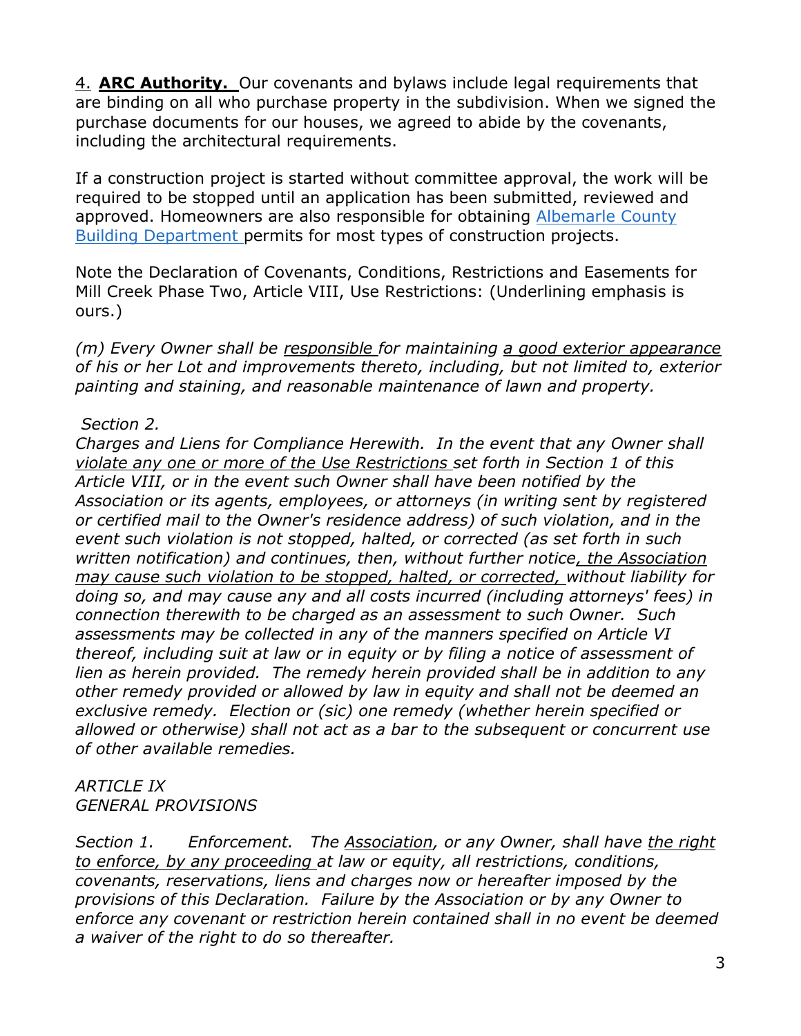4. **ARC Authority.** Our covenants and bylaws include legal requirements that are binding on all who purchase property in the subdivision. When we signed the purchase documents for our houses, we agreed to abide by the covenants, including the architectural requirements.

If a construction project is started without committee approval, the work will be required to be stopped until an application has been submitted, reviewed and approved. Homeowners are also responsible for obtaining Albemarle County Building Department permits for most types of construction projects.

Note the Declaration of Covenants, Conditions, Restrictions and Easements for Mill Creek Phase Two, Article VIII, Use Restrictions: (Underlining emphasis is ours.)

*(m) Every Owner shall be <u>responsible</u> for maintaining <u>a good exterior appearance</u> of his or her Lot and improvements thereto, including, but not limited to, exterior painting and staining, and reasonable maintenance of lawn and property.*

*Section 2.*
*Charges and Liens for Compliance Herewith. In the event that any Owner shall <u>violate any one or more of the Use Restrictions</u> set forth in Section 1 of this Article VIII, or in the event such Owner shall have been notified by the Association or its agents, employees, or attorneys (in writing sent by registered or certified mail to the Owner's residence address) of such violation, and in the event such violation is not stopped, halted, or corrected (as set forth in such written notification) and continues, then, without further notice<u>, the Association may cause such violation to be stopped, halted, or corrected,</u> without liability for doing so, and may cause any and all costs incurred (including attorneys' fees) in connection therewith to be charged as an assessment to such Owner. Such assessments may be collected in any of the manners specified on Article VI thereof, including suit at law or in equity or by filing a notice of assessment of lien as herein provided. The remedy herein provided shall be in addition to any other remedy provided or allowed by law in equity and shall not be deemed an exclusive remedy. Election or (sic) one remedy (whether herein specified or allowed or otherwise) shall not act as a bar to the subsequent or concurrent use of other available remedies.*

*ARTICLE IX*
*GENERAL PROVISIONS*

*Section 1. Enforcement. The <u>Association</u>, or any Owner, shall have <u>the right to enforce, by any proceeding</u> at law or equity, all restrictions, conditions, covenants, reservations, liens and charges now or hereafter imposed by the provisions of this Declaration. Failure by the Association or by any Owner to enforce any covenant or restriction herein contained shall in no event be deemed a waiver of the right to do so thereafter.*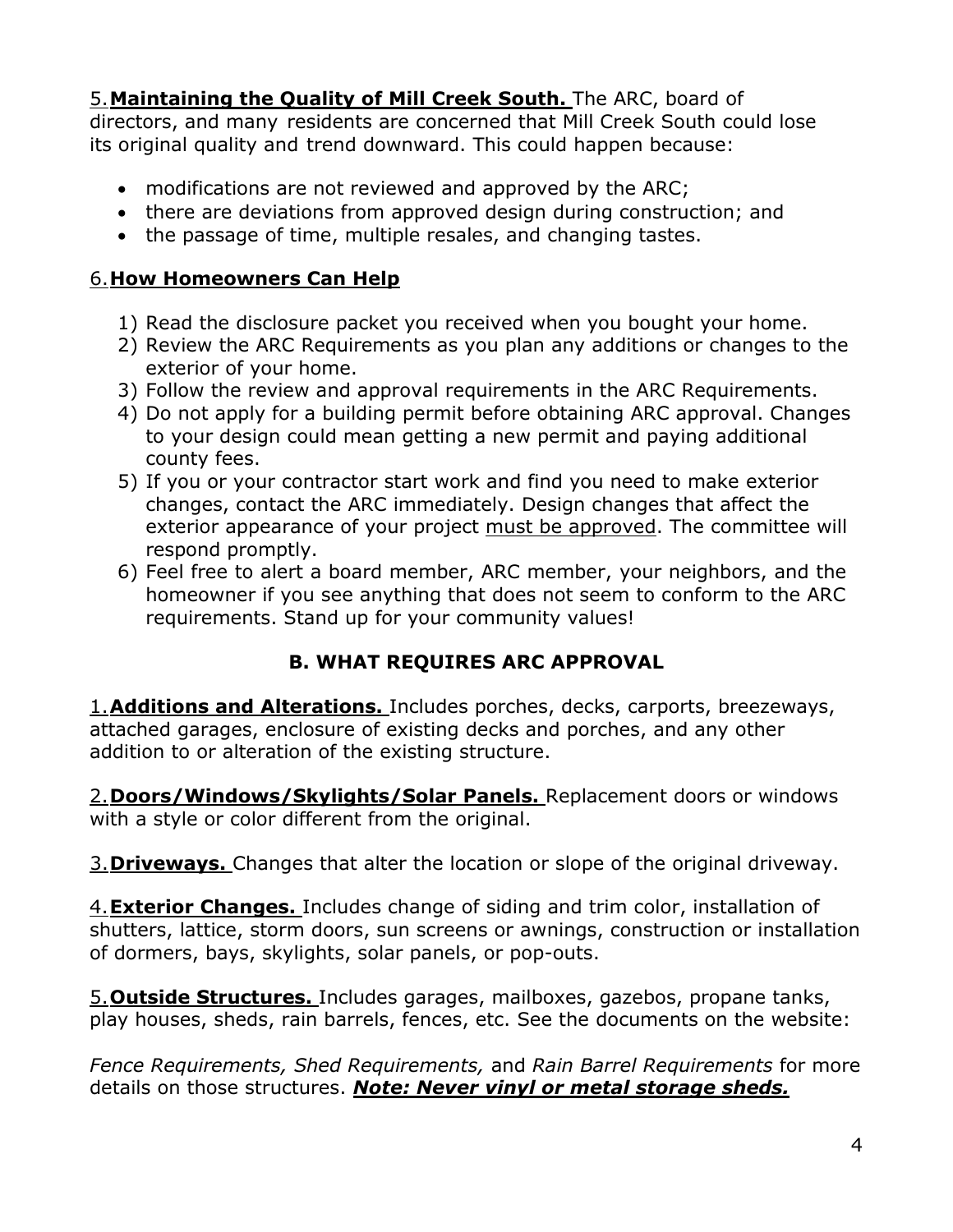5. **Maintaining the Quality of Mill Creek South.** The ARC, board of directors, and many residents are concerned that Mill Creek South could lose its original quality and trend downward. This could happen because:

- modifications are not reviewed and approved by the ARC;
- there are deviations from approved design during construction; and
- the passage of time, multiple resales, and changing tastes.

6. **How Homeowners Can Help**

1) Read the disclosure packet you received when you bought your home.
2) Review the ARC Requirements as you plan any additions or changes to the exterior of your home.
3) Follow the review and approval requirements in the ARC Requirements.
4) Do not apply for a building permit before obtaining ARC approval. Changes to your design could mean getting a new permit and paying additional county fees.
5) If you or your contractor start work and find you need to make exterior changes, contact the ARC immediately. Design changes that affect the exterior appearance of your project must be approved. The committee will respond promptly.
6) Feel free to alert a board member, ARC member, your neighbors, and the homeowner if you see anything that does not seem to conform to the ARC requirements. Stand up for your community values!

## B. WHAT REQUIRES ARC APPROVAL

1. **Additions and Alterations.** Includes porches, decks, carports, breezeways, attached garages, enclosure of existing decks and porches, and any other addition to or alteration of the existing structure.

2. **Doors/Windows/Skylights/Solar Panels.** Replacement doors or windows with a style or color different from the original.

3. **Driveways.** Changes that alter the location or slope of the original driveway.

4. **Exterior Changes.** Includes change of siding and trim color, installation of shutters, lattice, storm doors, sun screens or awnings, construction or installation of dormers, bays, skylights, solar panels, or pop-outs.

5. **Outside Structures.** Includes garages, mailboxes, gazebos, propane tanks, play houses, sheds, rain barrels, fences, etc. See the documents on the website:

*Fence Requirements, Shed Requirements,* and *Rain Barrel Requirements* for more details on those structures. ***Note: Never vinyl or metal storage sheds.***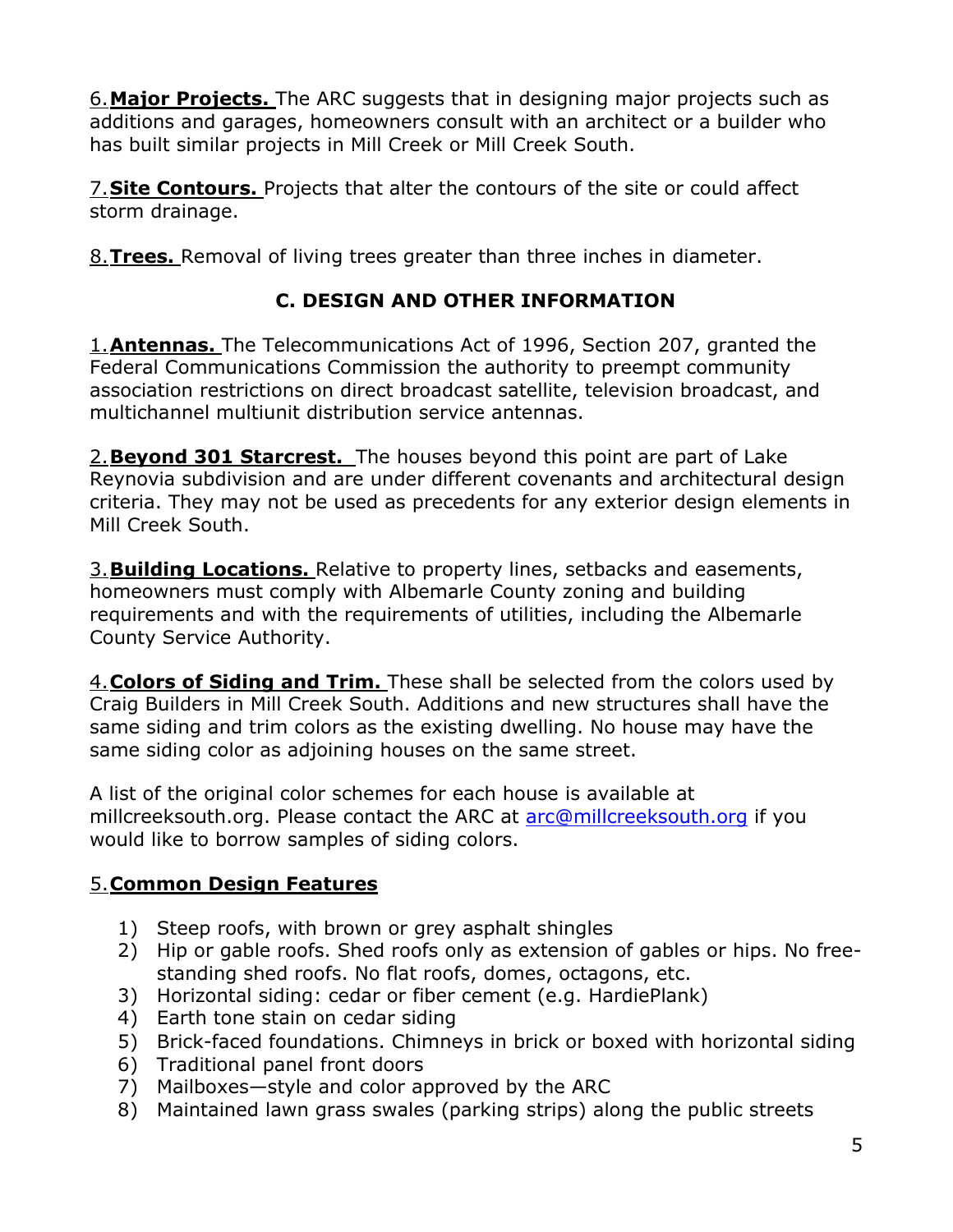6. **Major Projects.** The ARC suggests that in designing major projects such as additions and garages, homeowners consult with an architect or a builder who has built similar projects in Mill Creek or Mill Creek South.

7. **Site Contours.** Projects that alter the contours of the site or could affect storm drainage.

8. **Trees.** Removal of living trees greater than three inches in diameter.

## C. DESIGN AND OTHER INFORMATION

1. **Antennas.** The Telecommunications Act of 1996, Section 207, granted the Federal Communications Commission the authority to preempt community association restrictions on direct broadcast satellite, television broadcast, and multichannel multiunit distribution service antennas.

2. **Beyond 301 Starcrest.** The houses beyond this point are part of Lake Reynovia subdivision and are under different covenants and architectural design criteria. They may not be used as precedents for any exterior design elements in Mill Creek South.

3. **Building Locations.** Relative to property lines, setbacks and easements, homeowners must comply with Albemarle County zoning and building requirements and with the requirements of utilities, including the Albemarle County Service Authority.

4. **Colors of Siding and Trim.** These shall be selected from the colors used by Craig Builders in Mill Creek South. Additions and new structures shall have the same siding and trim colors as the existing dwelling. No house may have the same siding color as adjoining houses on the same street.

A list of the original color schemes for each house is available at millcreeksouth.org. Please contact the ARC at arc@millcreeksouth.org if you would like to borrow samples of siding colors.

5. **Common Design Features**

1) Steep roofs, with brown or grey asphalt shingles
2) Hip or gable roofs. Shed roofs only as extension of gables or hips. No free-standing shed roofs. No flat roofs, domes, octagons, etc.
3) Horizontal siding: cedar or fiber cement (e.g. HardiePlank)
4) Earth tone stain on cedar siding
5) Brick-faced foundations. Chimneys in brick or boxed with horizontal siding
6) Traditional panel front doors
7) Mailboxes—style and color approved by the ARC
8) Maintained lawn grass swales (parking strips) along the public streets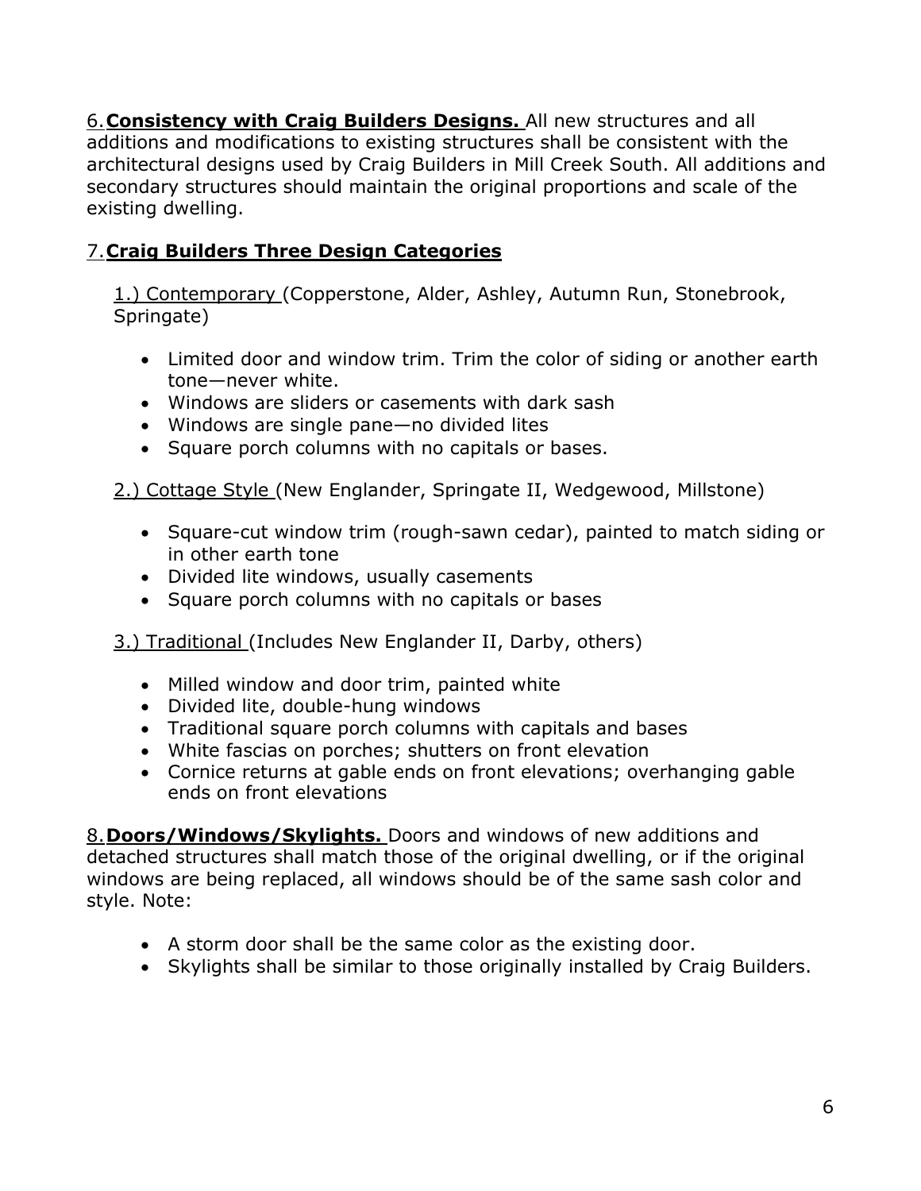6. **Consistency with Craig Builders Designs.** All new structures and all additions and modifications to existing structures shall be consistent with the architectural designs used by Craig Builders in Mill Creek South. All additions and secondary structures should maintain the original proportions and scale of the existing dwelling.

7. **Craig Builders Three Design Categories**

1.) Contemporary (Copperstone, Alder, Ashley, Autumn Run, Stonebrook, Springate)

- Limited door and window trim. Trim the color of siding or another earth tone—never white.
- Windows are sliders or casements with dark sash
- Windows are single pane—no divided lites
- Square porch columns with no capitals or bases.

2.) Cottage Style (New Englander, Springate II, Wedgewood, Millstone)

- Square-cut window trim (rough-sawn cedar), painted to match siding or in other earth tone
- Divided lite windows, usually casements
- Square porch columns with no capitals or bases

3.) Traditional (Includes New Englander II, Darby, others)

- Milled window and door trim, painted white
- Divided lite, double-hung windows
- Traditional square porch columns with capitals and bases
- White fascias on porches; shutters on front elevation
- Cornice returns at gable ends on front elevations; overhanging gable ends on front elevations

8. **Doors/Windows/Skylights.** Doors and windows of new additions and detached structures shall match those of the original dwelling, or if the original windows are being replaced, all windows should be of the same sash color and style. Note:

- A storm door shall be the same color as the existing door.
- Skylights shall be similar to those originally installed by Craig Builders.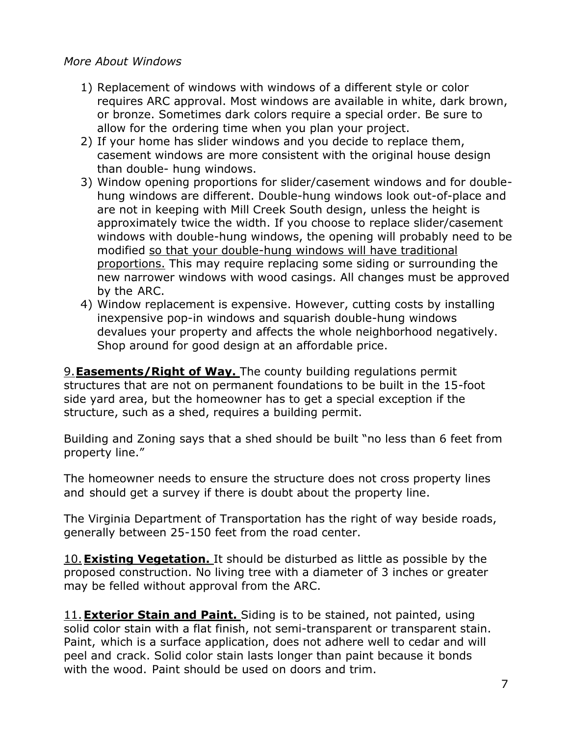*More About Windows*

1) Replacement of windows with windows of a different style or color requires ARC approval. Most windows are available in white, dark brown, or bronze. Sometimes dark colors require a special order. Be sure to allow for the ordering time when you plan your project.
2) If your home has slider windows and you decide to replace them, casement windows are more consistent with the original house design than double- hung windows.
3) Window opening proportions for slider/casement windows and for double-hung windows are different. Double-hung windows look out-of-place and are not in keeping with Mill Creek South design, unless the height is approximately twice the width. If you choose to replace slider/casement windows with double-hung windows, the opening will probably need to be modified <u>so that your double-hung windows will have traditional proportions.</u> This may require replacing some siding or surrounding the new narrower windows with wood casings. All changes must be approved by the ARC.
4) Window replacement is expensive. However, cutting costs by installing inexpensive pop-in windows and squarish double-hung windows devalues your property and affects the whole neighborhood negatively. Shop around for good design at an affordable price.

9. **Easements/Right of Way.** The county building regulations permit structures that are not on permanent foundations to be built in the 15-foot side yard area, but the homeowner has to get a special exception if the structure, such as a shed, requires a building permit.

Building and Zoning says that a shed should be built "no less than 6 feet from property line."

The homeowner needs to ensure the structure does not cross property lines and should get a survey if there is doubt about the property line.

The Virginia Department of Transportation has the right of way beside roads, generally between 25-150 feet from the road center.

10. **Existing Vegetation.** It should be disturbed as little as possible by the proposed construction. No living tree with a diameter of 3 inches or greater may be felled without approval from the ARC.

11. **Exterior Stain and Paint.** Siding is to be stained, not painted, using solid color stain with a flat finish, not semi-transparent or transparent stain. Paint, which is a surface application, does not adhere well to cedar and will peel and crack. Solid color stain lasts longer than paint because it bonds with the wood. Paint should be used on doors and trim.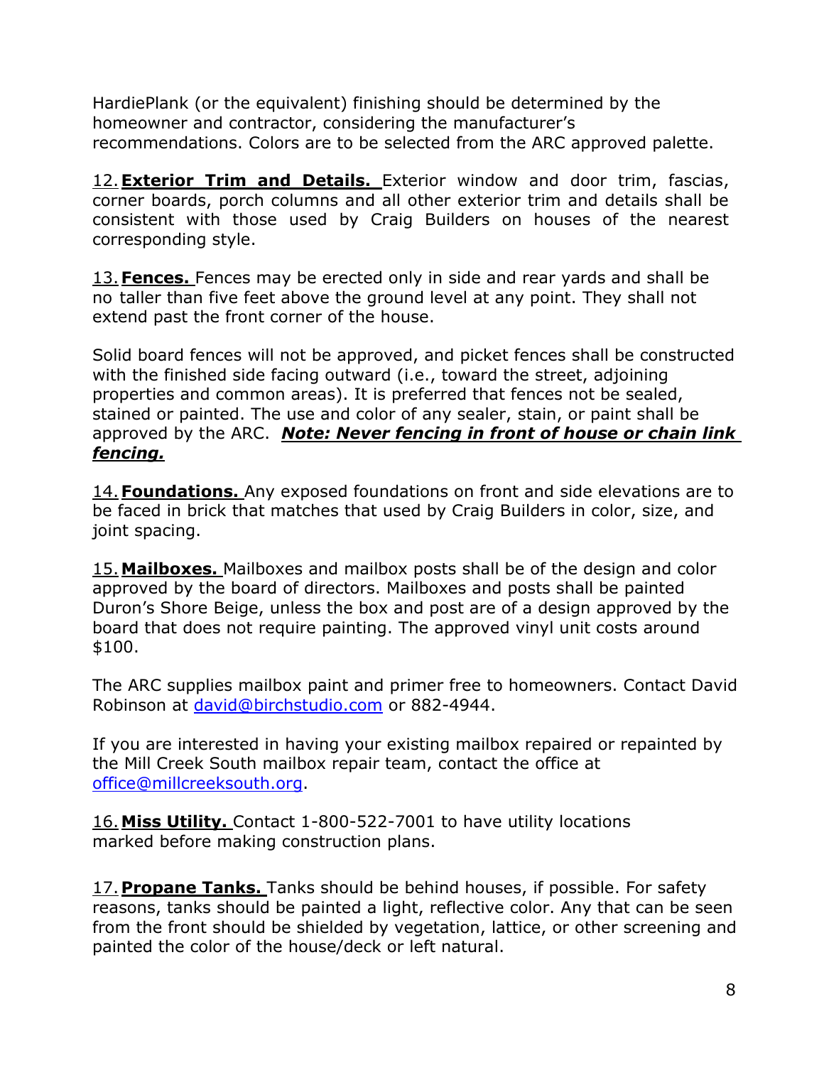HardiePlank (or the equivalent) finishing should be determined by the homeowner and contractor, considering the manufacturer's recommendations. Colors are to be selected from the ARC approved palette.

12. **Exterior Trim and Details.** Exterior window and door trim, fascias, corner boards, porch columns and all other exterior trim and details shall be consistent with those used by Craig Builders on houses of the nearest corresponding style.

13. **Fences.** Fences may be erected only in side and rear yards and shall be no taller than five feet above the ground level at any point. They shall not extend past the front corner of the house.

Solid board fences will not be approved, and picket fences shall be constructed with the finished side facing outward (i.e., toward the street, adjoining properties and common areas). It is preferred that fences not be sealed, stained or painted. The use and color of any sealer, stain, or paint shall be approved by the ARC. ***Note: Never fencing in front of house or chain link fencing.***

14. **Foundations.** Any exposed foundations on front and side elevations are to be faced in brick that matches that used by Craig Builders in color, size, and joint spacing.

15. **Mailboxes.** Mailboxes and mailbox posts shall be of the design and color approved by the board of directors. Mailboxes and posts shall be painted Duron's Shore Beige, unless the box and post are of a design approved by the board that does not require painting. The approved vinyl unit costs around $100.

The ARC supplies mailbox paint and primer free to homeowners. Contact David Robinson at david@birchstudio.com or 882-4944.

If you are interested in having your existing mailbox repaired or repainted by the Mill Creek South mailbox repair team, contact the office at office@millcreeksouth.org.

16. **Miss Utility.** Contact 1-800-522-7001 to have utility locations marked before making construction plans.

17. **Propane Tanks.** Tanks should be behind houses, if possible. For safety reasons, tanks should be painted a light, reflective color. Any that can be seen from the front should be shielded by vegetation, lattice, or other screening and painted the color of the house/deck or left natural.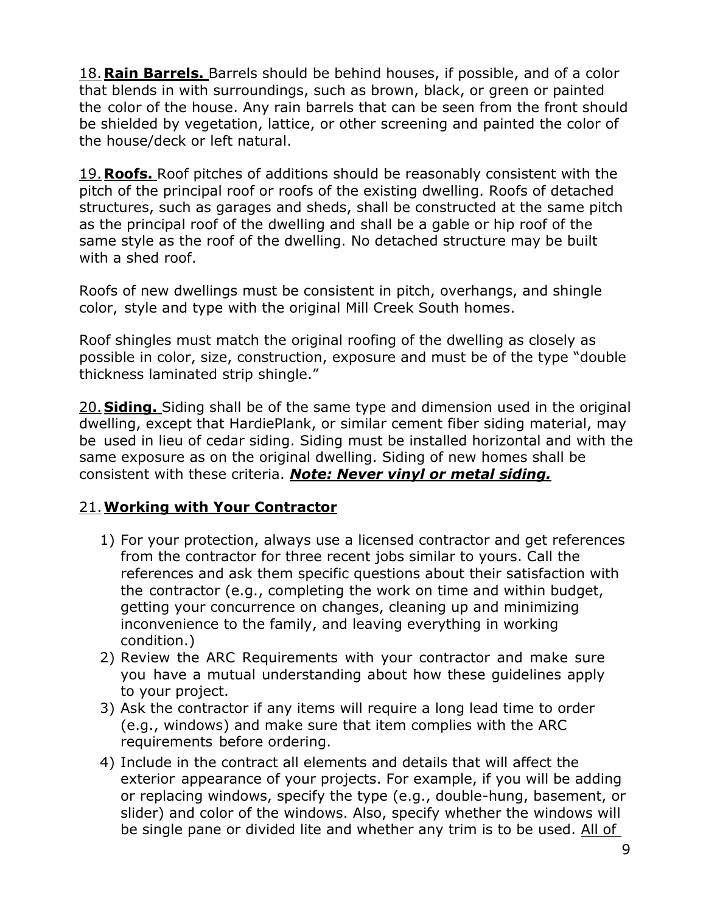18. **Rain Barrels.** Barrels should be behind houses, if possible, and of a color that blends in with surroundings, such as brown, black, or green or painted the color of the house. Any rain barrels that can be seen from the front should be shielded by vegetation, lattice, or other screening and painted the color of the house/deck or left natural.

19. **Roofs.** Roof pitches of additions should be reasonably consistent with the pitch of the principal roof or roofs of the existing dwelling. Roofs of detached structures, such as garages and sheds, shall be constructed at the same pitch as the principal roof of the dwelling and shall be a gable or hip roof of the same style as the roof of the dwelling. No detached structure may be built with a shed roof.

Roofs of new dwellings must be consistent in pitch, overhangs, and shingle color, style and type with the original Mill Creek South homes.

Roof shingles must match the original roofing of the dwelling as closely as possible in color, size, construction, exposure and must be of the type "double thickness laminated strip shingle."

20. **Siding.** Siding shall be of the same type and dimension used in the original dwelling, except that HardiePlank, or similar cement fiber siding material, may be used in lieu of cedar siding. Siding must be installed horizontal and with the same exposure as on the original dwelling. Siding of new homes shall be consistent with these criteria. ***Note: Never vinyl or metal siding.***

21. **Working with Your Contractor**

1) For your protection, always use a licensed contractor and get references from the contractor for three recent jobs similar to yours. Call the references and ask them specific questions about their satisfaction with the contractor (e.g., completing the work on time and within budget, getting your concurrence on changes, cleaning up and minimizing inconvenience to the family, and leaving everything in working condition.)
2) Review the ARC Requirements with your contractor and make sure you have a mutual understanding about how these guidelines apply to your project.
3) Ask the contractor if any items will require a long lead time to order (e.g., windows) and make sure that item complies with the ARC requirements before ordering.
4) Include in the contract all elements and details that will affect the exterior appearance of your projects. For example, if you will be adding or replacing windows, specify the type (e.g., double-hung, basement, or slider) and color of the windows. Also, specify whether the windows will be single pane or divided lite and whether any trim is to be used. All of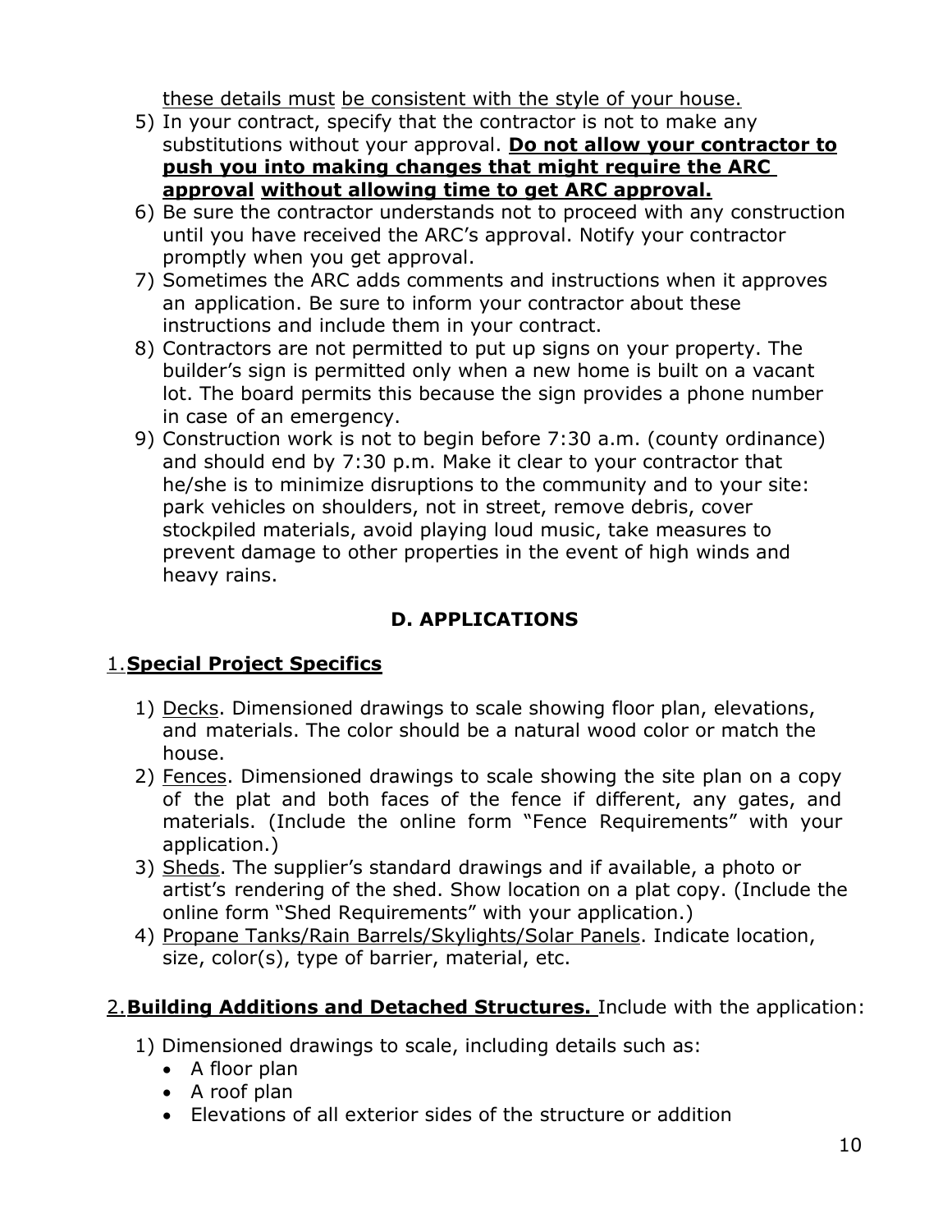these details must be consistent with the style of your house.

5) In your contract, specify that the contractor is not to make any substitutions without your approval. **Do not allow your contractor to push you into making changes that might require the ARC approval without allowing time to get ARC approval.**
6) Be sure the contractor understands not to proceed with any construction until you have received the ARC's approval. Notify your contractor promptly when you get approval.
7) Sometimes the ARC adds comments and instructions when it approves an application. Be sure to inform your contractor about these instructions and include them in your contract.
8) Contractors are not permitted to put up signs on your property. The builder's sign is permitted only when a new home is built on a vacant lot. The board permits this because the sign provides a phone number in case of an emergency.
9) Construction work is not to begin before 7:30 a.m. (county ordinance) and should end by 7:30 p.m. Make it clear to your contractor that he/she is to minimize disruptions to the community and to your site: park vehicles on shoulders, not in street, remove debris, cover stockpiled materials, avoid playing loud music, take measures to prevent damage to other properties in the event of high winds and heavy rains.

## D. APPLICATIONS

### 1. Special Project Specifics

1) Decks. Dimensioned drawings to scale showing floor plan, elevations, and materials. The color should be a natural wood color or match the house.
2) Fences. Dimensioned drawings to scale showing the site plan on a copy of the plat and both faces of the fence if different, any gates, and materials. (Include the online form "Fence Requirements" with your application.)
3) Sheds. The supplier's standard drawings and if available, a photo or artist's rendering of the shed. Show location on a plat copy. (Include the online form "Shed Requirements" with your application.)
4) Propane Tanks/Rain Barrels/Skylights/Solar Panels. Indicate location, size, color(s), type of barrier, material, etc.

### 2. Building Additions and Detached Structures.

Include with the application:

1) Dimensioned drawings to scale, including details such as:
   - A floor plan
   - A roof plan
   - Elevations of all exterior sides of the structure or addition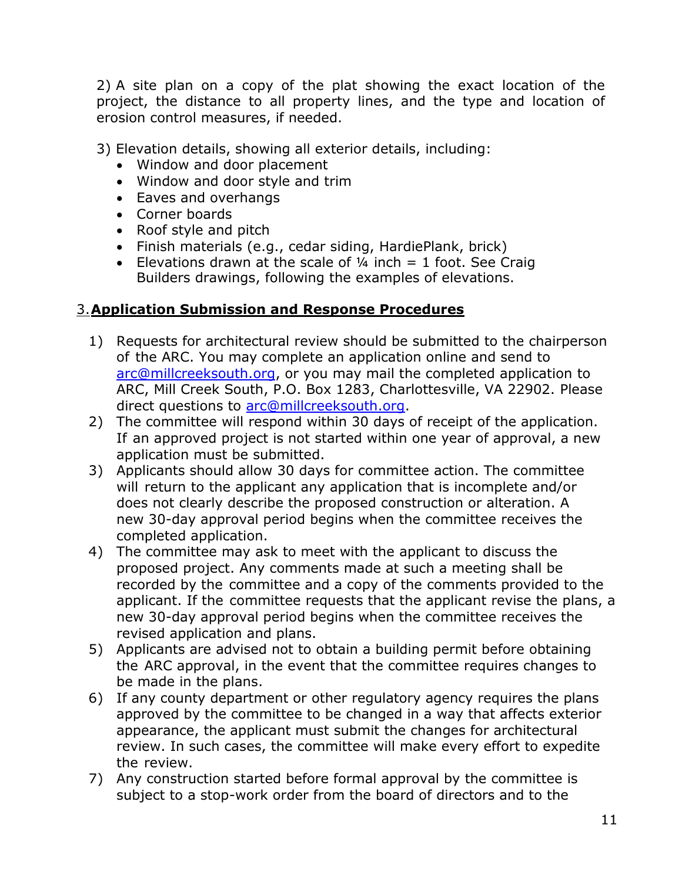2) A site plan on a copy of the plat showing the exact location of the project, the distance to all property lines, and the type and location of erosion control measures, if needed.

3) Elevation details, showing all exterior details, including:
- Window and door placement
- Window and door style and trim
- Eaves and overhangs
- Corner boards
- Roof style and pitch
- Finish materials (e.g., cedar siding, HardiePlank, brick)
- Elevations drawn at the scale of ¼ inch = 1 foot. See Craig Builders drawings, following the examples of elevations.

## 3. **Application Submission and Response Procedures**

1) Requests for architectural review should be submitted to the chairperson of the ARC. You may complete an application online and send to arc@millcreeksouth.org, or you may mail the completed application to ARC, Mill Creek South, P.O. Box 1283, Charlottesville, VA 22902. Please direct questions to arc@millcreeksouth.org.
2) The committee will respond within 30 days of receipt of the application. If an approved project is not started within one year of approval, a new application must be submitted.
3) Applicants should allow 30 days for committee action. The committee will return to the applicant any application that is incomplete and/or does not clearly describe the proposed construction or alteration. A new 30-day approval period begins when the committee receives the completed application.
4) The committee may ask to meet with the applicant to discuss the proposed project. Any comments made at such a meeting shall be recorded by the committee and a copy of the comments provided to the applicant. If the committee requests that the applicant revise the plans, a new 30-day approval period begins when the committee receives the revised application and plans.
5) Applicants are advised not to obtain a building permit before obtaining the ARC approval, in the event that the committee requires changes to be made in the plans.
6) If any county department or other regulatory agency requires the plans approved by the committee to be changed in a way that affects exterior appearance, the applicant must submit the changes for architectural review. In such cases, the committee will make every effort to expedite the review.
7) Any construction started before formal approval by the committee is subject to a stop-work order from the board of directors and to the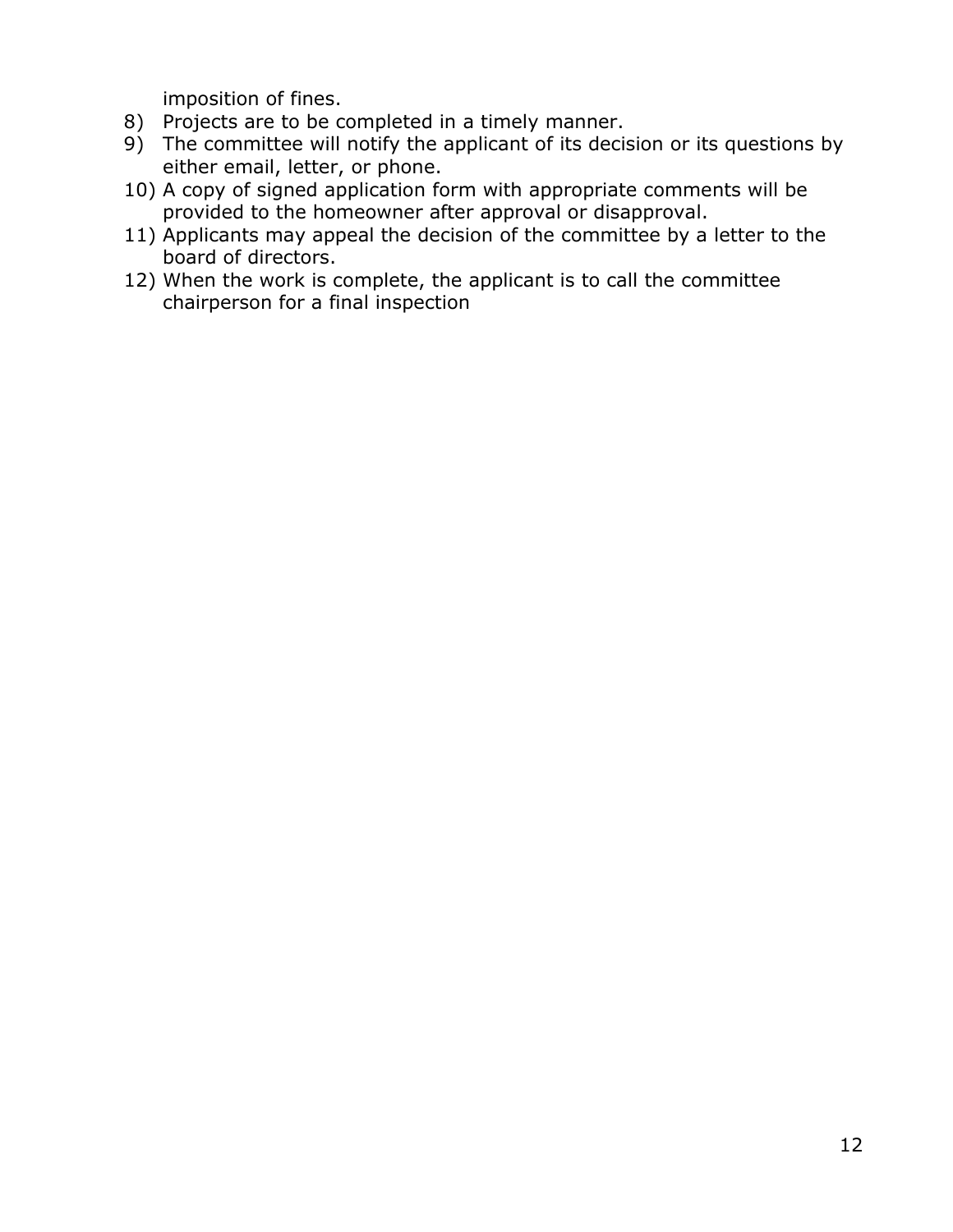imposition of fines.

8) Projects are to be completed in a timely manner.
9) The committee will notify the applicant of its decision or its questions by either email, letter, or phone.
10) A copy of signed application form with appropriate comments will be provided to the homeowner after approval or disapproval.
11) Applicants may appeal the decision of the committee by a letter to the board of directors.
12) When the work is complete, the applicant is to call the committee chairperson for a final inspection